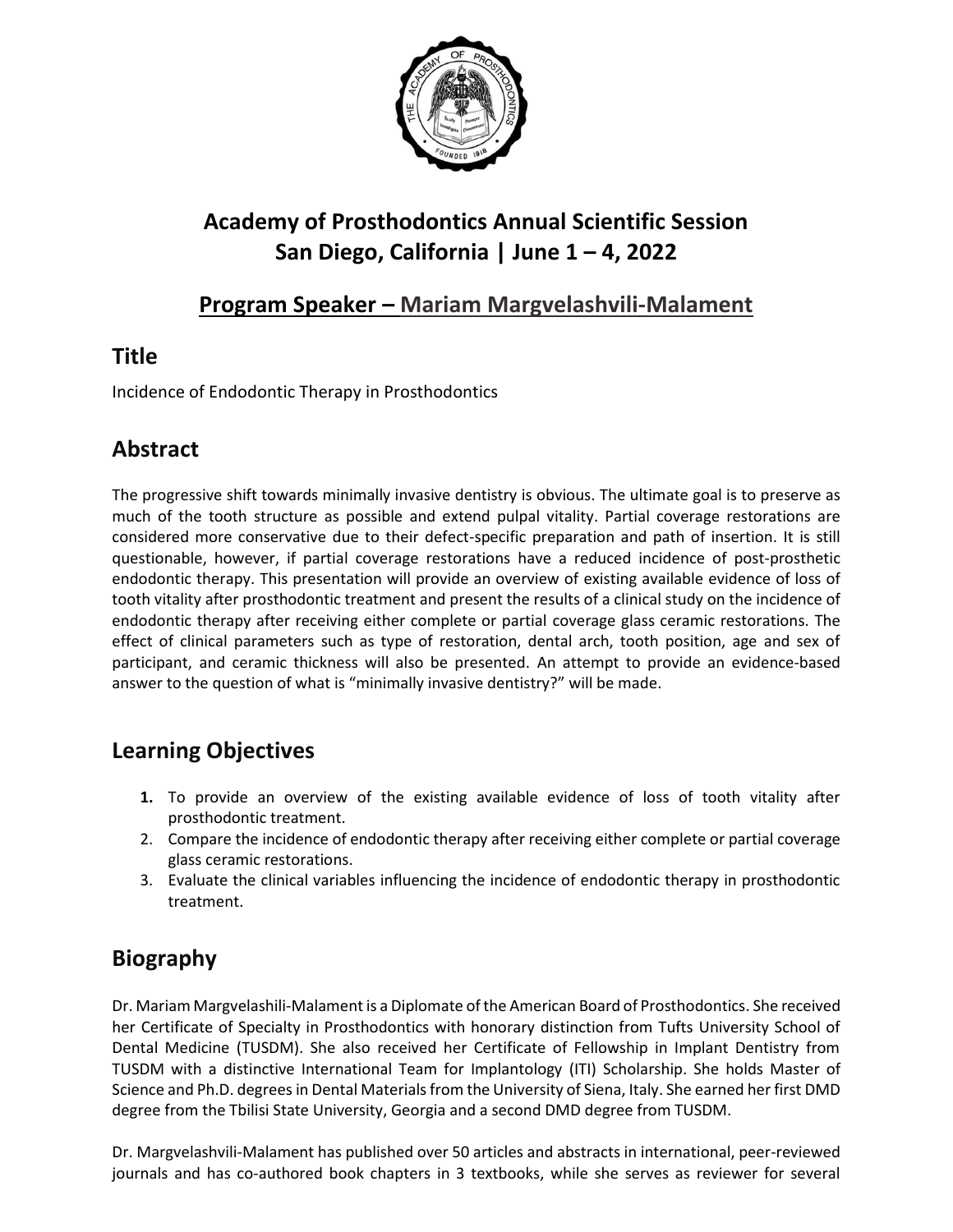# Academy of Prosthodontics Annual Scientific Session
# San Diego, California | June 1 – 4, 2022

## Program Speaker – Mariam Margvelashvili-Malament

## Title

Incidence of Endodontic Therapy in Prosthodontics

## Abstract

The progressive shift towards minimally invasive dentistry is obvious. The ultimate goal is to preserve as much of the tooth structure as possible and extend pulpal vitality. Partial coverage restorations are considered more conservative due to their defect-specific preparation and path of insertion. It is still questionable, however, if partial coverage restorations have a reduced incidence of post-prosthetic endodontic therapy. This presentation will provide an overview of existing available evidence of loss of tooth vitality after prosthodontic treatment and present the results of a clinical study on the incidence of endodontic therapy after receiving either complete or partial coverage glass ceramic restorations. The effect of clinical parameters such as type of restoration, dental arch, tooth position, age and sex of participant, and ceramic thickness will also be presented. An attempt to provide an evidence-based answer to the question of what is "minimally invasive dentistry?" will be made.

## Learning Objectives

1. To provide an overview of the existing available evidence of loss of tooth vitality after prosthodontic treatment.
2. Compare the incidence of endodontic therapy after receiving either complete or partial coverage glass ceramic restorations.
3. Evaluate the clinical variables influencing the incidence of endodontic therapy in prosthodontic treatment.

## Biography

Dr. Mariam Margvelashili-Malament is a Diplomate of the American Board of Prosthodontics. She received her Certificate of Specialty in Prosthodontics with honorary distinction from Tufts University School of Dental Medicine (TUSDM). She also received her Certificate of Fellowship in Implant Dentistry from TUSDM with a distinctive International Team for Implantology (ITI) Scholarship. She holds Master of Science and Ph.D. degrees in Dental Materials from the University of Siena, Italy. She earned her first DMD degree from the Tbilisi State University, Georgia and a second DMD degree from TUSDM.

Dr. Margvelashvili-Malament has published over 50 articles and abstracts in international, peer-reviewed journals and has co-authored book chapters in 3 textbooks, while she serves as reviewer for several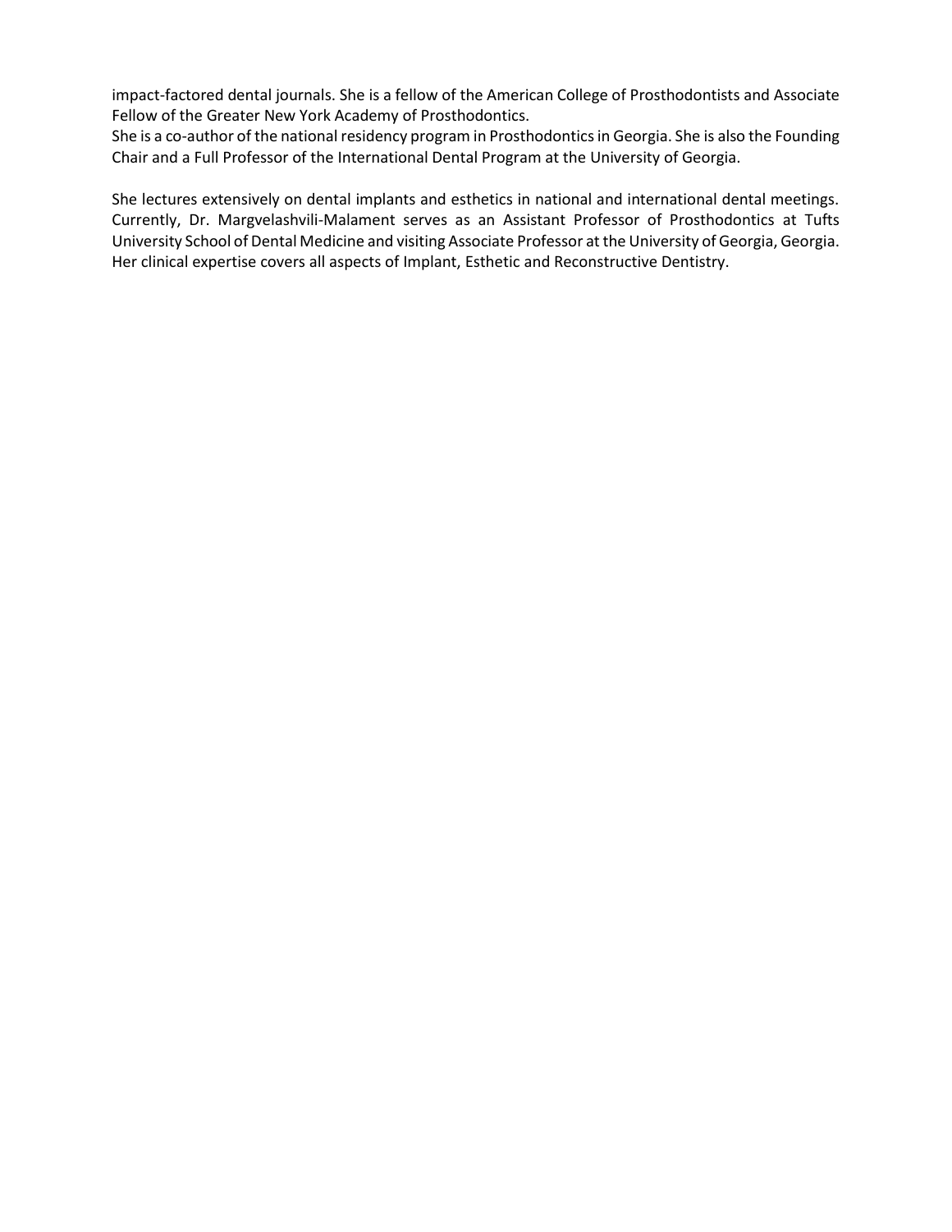impact-factored dental journals. She is a fellow of the American College of Prosthodontists and Associate Fellow of the Greater New York Academy of Prosthodontics.
She is a co-author of the national residency program in Prosthodontics in Georgia. She is also the Founding Chair and a Full Professor of the International Dental Program at the University of Georgia.

She lectures extensively on dental implants and esthetics in national and international dental meetings. Currently, Dr. Margvelashvili-Malament serves as an Assistant Professor of Prosthodontics at Tufts University School of Dental Medicine and visiting Associate Professor at the University of Georgia, Georgia. Her clinical expertise covers all aspects of Implant, Esthetic and Reconstructive Dentistry.